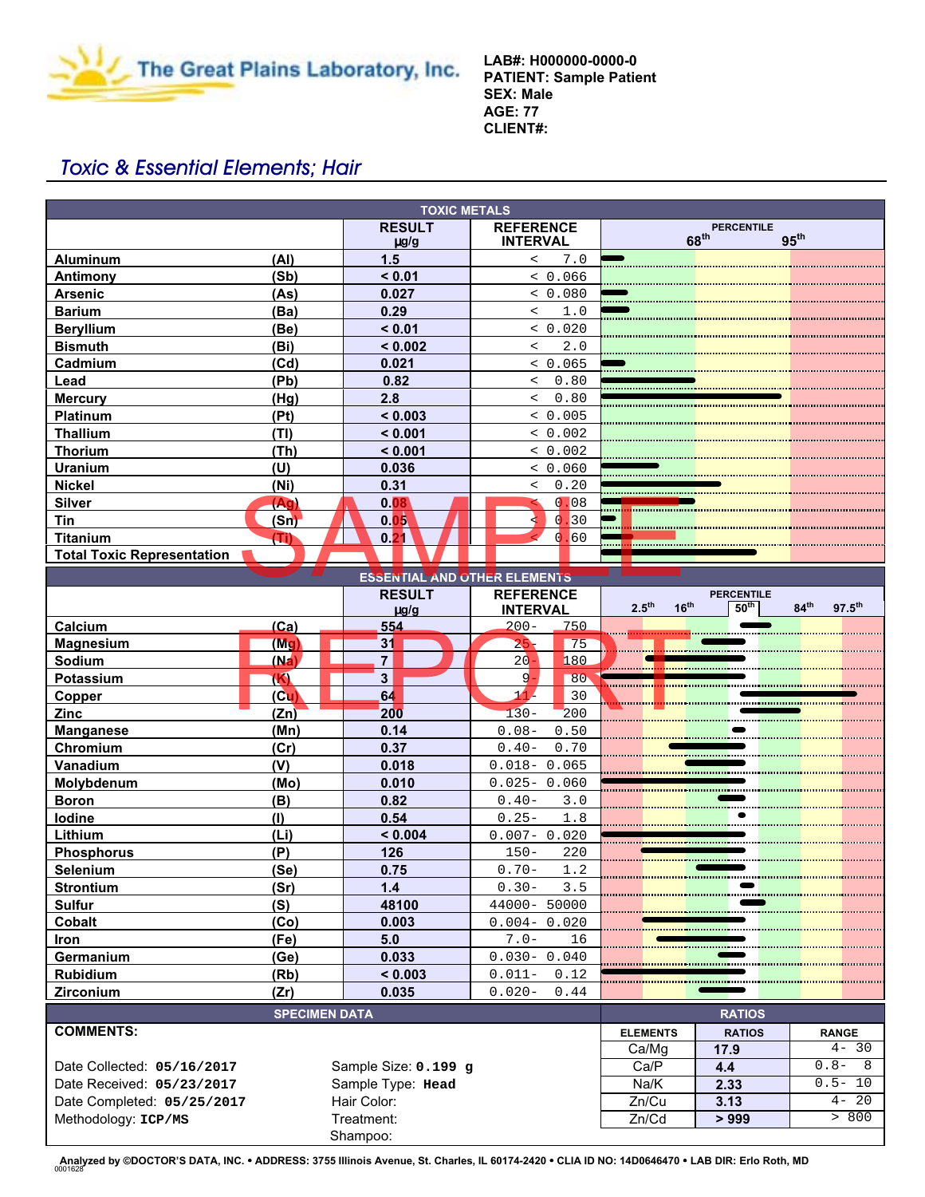The Great Plains Laboratory, Inc.

**LAB#: H000000-0000-0**
**PATIENT: Sample Patient**
**SEX: Male**
**AGE: 77**
**CLIENT#:**

## *Toxic & Essential Elements; Hair*

### TOXIC METALS

| | | RESULT µg/g | REFERENCE INTERVAL |
|---|---|---|---|
| Aluminum | (Al) | 1.5 | < 7.0 |
| Antimony | (Sb) | < 0.01 | < 0.066 |
| Arsenic | (As) | 0.027 | < 0.080 |
| Barium | (Ba) | 0.29 | < 1.0 |
| Beryllium | (Be) | < 0.01 | < 0.020 |
| Bismuth | (Bi) | < 0.002 | < 2.0 |
| Cadmium | (Cd) | 0.021 | < 0.065 |
| Lead | (Pb) | 0.82 | < 0.80 |
| Mercury | (Hg) | 2.8 | < 0.80 |
| Platinum | (Pt) | < 0.003 | < 0.005 |
| Thallium | (Tl) | < 0.001 | < 0.002 |
| Thorium | (Th) | < 0.001 | < 0.002 |
| Uranium | (U) | 0.036 | < 0.060 |
| Nickel | (Ni) | 0.31 | < 0.20 |
| Silver | (Ag) | 0.08 | < 0.08 |
| Tin | (Sn) | 0.05 | < 0.30 |
| Titanium | (Ti) | 0.21 | < 0.60 |
| Total Toxic Representation | | | |

Percentile: 68th, 95th

### ESSENTIAL AND OTHER ELEMENTS

| | | RESULT µg/g | REFERENCE INTERVAL |
|---|---|---|---|
| Calcium | (Ca) | 554 | 200- 750 |
| Magnesium | (Mg) | 31 | 25- 75 |
| Sodium | (Na) | 7 | 20- 180 |
| Potassium | (K) | 3 | 9- 80 |
| Copper | (Cu) | 64 | 11- 30 |
| Zinc | (Zn) | 200 | 130- 200 |
| Manganese | (Mn) | 0.14 | 0.08- 0.50 |
| Chromium | (Cr) | 0.37 | 0.40- 0.70 |
| Vanadium | (V) | 0.018 | 0.018- 0.065 |
| Molybdenum | (Mo) | 0.010 | 0.025- 0.060 |
| Boron | (B) | 0.82 | 0.40- 3.0 |
| Iodine | (I) | 0.54 | 0.25- 1.8 |
| Lithium | (Li) | < 0.004 | 0.007- 0.020 |
| Phosphorus | (P) | 126 | 150- 220 |
| Selenium | (Se) | 0.75 | 0.70- 1.2 |
| Strontium | (Sr) | 1.4 | 0.30- 3.5 |
| Sulfur | (S) | 48100 | 44000- 50000 |
| Cobalt | (Co) | 0.003 | 0.004- 0.020 |
| Iron | (Fe) | 5.0 | 7.0- 16 |
| Germanium | (Ge) | 0.033 | 0.030- 0.040 |
| Rubidium | (Rb) | < 0.003 | 0.011- 0.12 |
| Zirconium | (Zr) | 0.035 | 0.020- 0.44 |

Percentile: 2.5th, 16th, 50th, 84th, 97.5th

### SPECIMEN DATA

**COMMENTS:**

Date Collected: **05/16/2017**
Date Received: **05/23/2017**
Date Completed: **05/25/2017**
Methodology: **ICP/MS**

Sample Size: **0.199 g**
Sample Type: **Head**
Hair Color:
Treatment:
Shampoo:

### RATIOS

| ELEMENTS | RATIOS | RANGE |
|---|---|---|
| Ca/Mg | 17.9 | 4- 30 |
| Ca/P | 4.4 | 0.8- 8 |
| Na/K | 2.33 | 0.5- 10 |
| Zn/Cu | 3.13 | 4- 20 |
| Zn/Cd | > 999 | > 800 |

Analyzed by ©DOCTOR'S DATA, INC. • ADDRESS: 3755 Illinois Avenue, St. Charles, IL 60174-2420 • CLIA ID NO: 14D0646470 • LAB DIR: Erlo Roth, MD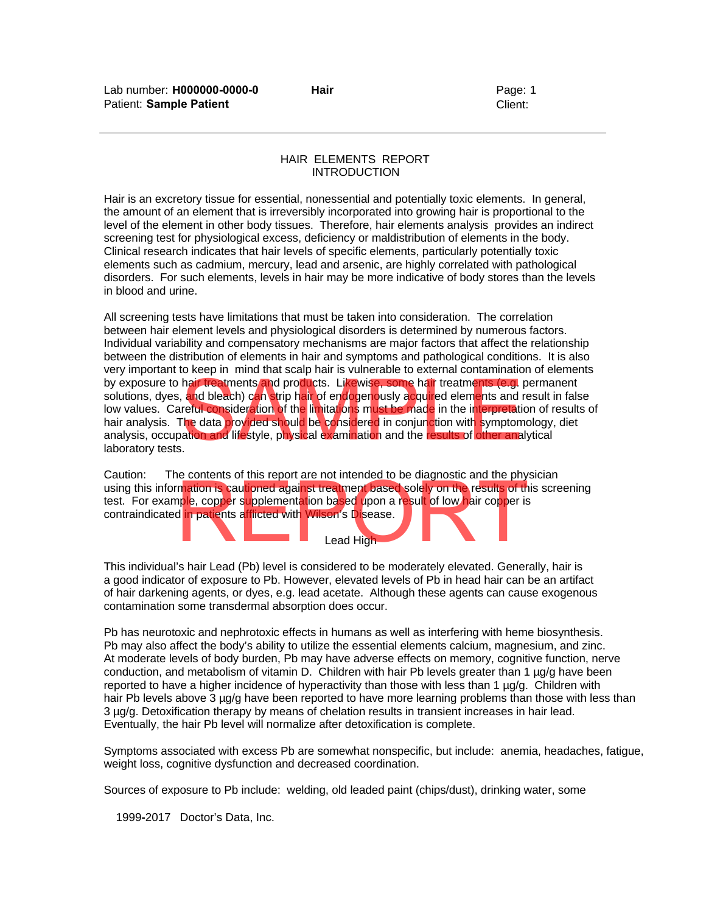# HAIR ELEMENTS REPORT
## INTRODUCTION

Hair is an excretory tissue for essential, nonessential and potentially toxic elements. In general, the amount of an element that is irreversibly incorporated into growing hair is proportional to the level of the element in other body tissues. Therefore, hair elements analysis provides an indirect screening test for physiological excess, deficiency or maldistribution of elements in the body. Clinical research indicates that hair levels of specific elements, particularly potentially toxic elements such as cadmium, mercury, lead and arsenic, are highly correlated with pathological disorders. For such elements, levels in hair may be more indicative of body stores than the levels in blood and urine.

All screening tests have limitations that must be taken into consideration. The correlation between hair element levels and physiological disorders is determined by numerous factors. Individual variability and compensatory mechanisms are major factors that affect the relationship between the distribution of elements in hair and symptoms and pathological conditions. It is also very important to keep in mind that scalp hair is vulnerable to external contamination of elements by exposure to hair treatments and products. Likewise, some hair treatments (e.g. permanent solutions, dyes, and bleach) can strip hair of endogenously acquired elements and result in false low values. Careful consideration of the limitations must be made in the interpretation of results of hair analysis. The data provided should be considered in conjunction with symptomology, diet analysis, occupation and lifestyle, physical examination and the results of other analytical laboratory tests.

Caution: The contents of this report are not intended to be diagnostic and the physician using this information is cautioned against treatment based solely on the results of this screening test. For example, copper supplementation based upon a result of low hair copper is contraindicated in patients afflicted with Wilson's Disease.

### Lead High

This individual's hair Lead (Pb) level is considered to be moderately elevated. Generally, hair is a good indicator of exposure to Pb. However, elevated levels of Pb in head hair can be an artifact of hair darkening agents, or dyes, e.g. lead acetate. Although these agents can cause exogenous contamination some transdermal absorption does occur.

Pb has neurotoxic and nephrotoxic effects in humans as well as interfering with heme biosynthesis. Pb may also affect the body's ability to utilize the essential elements calcium, magnesium, and zinc. At moderate levels of body burden, Pb may have adverse effects on memory, cognitive function, nerve conduction, and metabolism of vitamin D. Children with hair Pb levels greater than 1 µg/g have been reported to have a higher incidence of hyperactivity than those with less than 1 µg/g. Children with hair Pb levels above 3 µg/g have been reported to have more learning problems than those with less than 3 µg/g. Detoxification therapy by means of chelation results in transient increases in hair lead. Eventually, the hair Pb level will normalize after detoxification is complete.

Symptoms associated with excess Pb are somewhat nonspecific, but include: anemia, headaches, fatigue, weight loss, cognitive dysfunction and decreased coordination.

Sources of exposure to Pb include: welding, old leaded paint (chips/dust), drinking water, some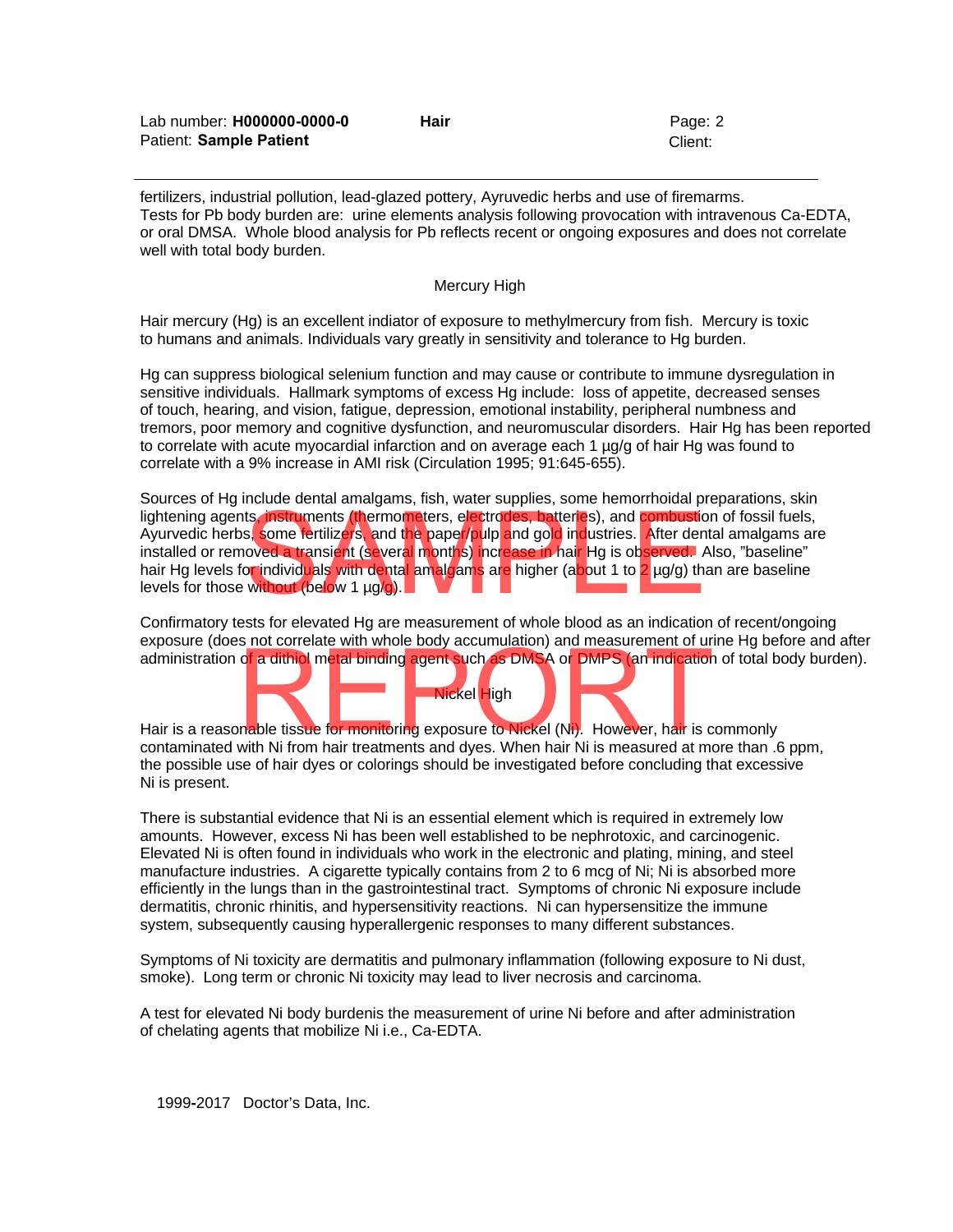fertilizers, industrial pollution, lead-glazed pottery, Ayruvedic herbs and use of firemarms. Tests for Pb body burden are: urine elements analysis following provocation with intravenous Ca-EDTA, or oral DMSA. Whole blood analysis for Pb reflects recent or ongoing exposures and does not correlate well with total body burden.

## Mercury High

Hair mercury (Hg) is an excellent indiator of exposure to methylmercury from fish. Mercury is toxic to humans and animals. Individuals vary greatly in sensitivity and tolerance to Hg burden.

Hg can suppress biological selenium function and may cause or contribute to immune dysregulation in sensitive individuals. Hallmark symptoms of excess Hg include: loss of appetite, decreased senses of touch, hearing, and vision, fatigue, depression, emotional instability, peripheral numbness and tremors, poor memory and cognitive dysfunction, and neuromuscular disorders. Hair Hg has been reported to correlate with acute myocardial infarction and on average each 1 µg/g of hair Hg was found to correlate with a 9% increase in AMI risk (Circulation 1995; 91:645-655).

Sources of Hg include dental amalgams, fish, water supplies, some hemorrhoidal preparations, skin lightening agents, instruments (thermometers, electrodes, batteries), and combustion of fossil fuels, Ayurvedic herbs, some fertilizers, and the paper/pulp and gold industries. After dental amalgams are installed or removed a transient (several months) increase in hair Hg is observed. Also, "baseline" hair Hg levels for individuals with dental amalgams are higher (about 1 to 2 µg/g) than are baseline levels for those without (below 1 µg/g).

Confirmatory tests for elevated Hg are measurement of whole blood as an indication of recent/ongoing exposure (does not correlate with whole body accumulation) and measurement of urine Hg before and after administration of a dithiol metal binding agent such as DMSA or DMPS (an indication of total body burden).

## Nickel High

Hair is a reasonable tissue for monitoring exposure to Nickel (Ni). However, hair is commonly contaminated with Ni from hair treatments and dyes. When hair Ni is measured at more than .6 ppm, the possible use of hair dyes or colorings should be investigated before concluding that excessive Ni is present.

There is substantial evidence that Ni is an essential element which is required in extremely low amounts. However, excess Ni has been well established to be nephrotoxic, and carcinogenic. Elevated Ni is often found in individuals who work in the electronic and plating, mining, and steel manufacture industries. A cigarette typically contains from 2 to 6 mcg of Ni; Ni is absorbed more efficiently in the lungs than in the gastrointestinal tract. Symptoms of chronic Ni exposure include dermatitis, chronic rhinitis, and hypersensitivity reactions. Ni can hypersensitize the immune system, subsequently causing hyperallergenic responses to many different substances.

Symptoms of Ni toxicity are dermatitis and pulmonary inflammation (following exposure to Ni dust, smoke). Long term or chronic Ni toxicity may lead to liver necrosis and carcinoma.

A test for elevated Ni body burdenis the measurement of urine Ni before and after administration of chelating agents that mobilize Ni i.e., Ca-EDTA.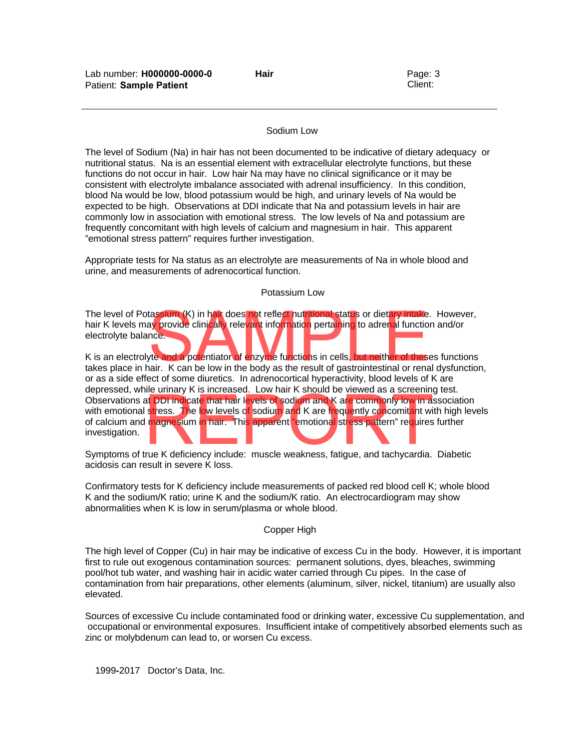## Sodium Low

The level of Sodium (Na) in hair has not been documented to be indicative of dietary adequacy or nutritional status. Na is an essential element with extracellular electrolyte functions, but these functions do not occur in hair. Low hair Na may have no clinical significance or it may be consistent with electrolyte imbalance associated with adrenal insufficiency. In this condition, blood Na would be low, blood potassium would be high, and urinary levels of Na would be expected to be high. Observations at DDI indicate that Na and potassium levels in hair are commonly low in association with emotional stress. The low levels of Na and potassium are frequently concomitant with high levels of calcium and magnesium in hair. This apparent "emotional stress pattern" requires further investigation.

Appropriate tests for Na status as an electrolyte are measurements of Na in whole blood and urine, and measurements of adrenocortical function.

## Potassium Low

The level of Potassium (K) in hair does not reflect nutritional status or dietary intake. However, hair K levels may provide clinically relevant information pertaining to adrenal function and/or electrolyte balance.

K is an electrolyte and a potentiator of enzyme functions in cells, but neither of theses functions takes place in hair. K can be low in the body as the result of gastrointestinal or renal dysfunction, or as a side effect of some diuretics. In adrenocortical hyperactivity, blood levels of K are depressed, while urinary K is increased. Low hair K should be viewed as a screening test. Observations at DDI indicate that hair levels of sodium and K are commonly low in association with emotional stress. The low levels of sodium and K are frequently concomitant with high levels of calcium and magnesium in hair. This apparent "emotional stress pattern" requires further investigation.

Symptoms of true K deficiency include: muscle weakness, fatigue, and tachycardia. Diabetic acidosis can result in severe K loss.

Confirmatory tests for K deficiency include measurements of packed red blood cell K; whole blood K and the sodium/K ratio; urine K and the sodium/K ratio. An electrocardiogram may show abnormalities when K is low in serum/plasma or whole blood.

## Copper High

The high level of Copper (Cu) in hair may be indicative of excess Cu in the body. However, it is important first to rule out exogenous contamination sources: permanent solutions, dyes, bleaches, swimming pool/hot tub water, and washing hair in acidic water carried through Cu pipes. In the case of contamination from hair preparations, other elements (aluminum, silver, nickel, titanium) are usually also elevated.

Sources of excessive Cu include contaminated food or drinking water, excessive Cu supplementation, and occupational or environmental exposures. Insufficient intake of competitively absorbed elements such as zinc or molybdenum can lead to, or worsen Cu excess.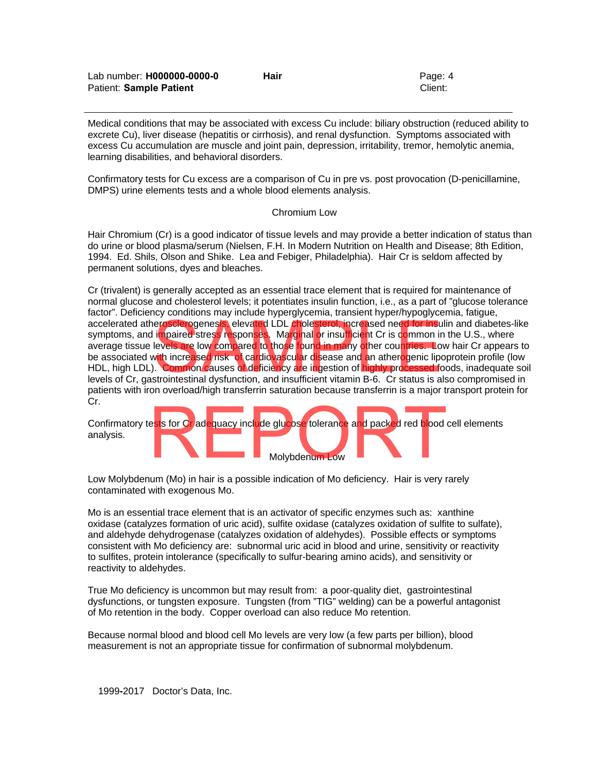Medical conditions that may be associated with excess Cu include: biliary obstruction (reduced ability to excrete Cu), liver disease (hepatitis or cirrhosis), and renal dysfunction. Symptoms associated with excess Cu accumulation are muscle and joint pain, depression, irritability, tremor, hemolytic anemia, learning disabilities, and behavioral disorders.

Confirmatory tests for Cu excess are a comparison of Cu in pre vs. post provocation (D-penicillamine, DMPS) urine elements tests and a whole blood elements analysis.

### Chromium Low

Hair Chromium (Cr) is a good indicator of tissue levels and may provide a better indication of status than do urine or blood plasma/serum (Nielsen, F.H. In Modern Nutrition on Health and Disease; 8th Edition, 1994. Ed. Shils, Olson and Shike. Lea and Febiger, Philadelphia). Hair Cr is seldom affected by permanent solutions, dyes and bleaches.

Cr (trivalent) is generally accepted as an essential trace element that is required for maintenance of normal glucose and cholesterol levels; it potentiates insulin function, i.e., as a part of "glucose tolerance factor". Deficiency conditions may include hyperglycemia, transient hyper/hypoglycemia, fatigue, accelerated atherosclerogenesis, elevated LDL cholesterol, increased need for insulin and diabetes-like symptoms, and impaired stress responses. Marginal or insufficient Cr is common in the U.S., where average tissue levels are low compared to those found in many other countries. Low hair Cr appears to be associated with increased risk of cardiovascular disease and an atherogenic lipoprotein profile (low HDL, high LDL). Common causes of deficiency are ingestion of highly processed foods, inadequate soil levels of Cr, gastrointestinal dysfunction, and insufficient vitamin B-6. Cr status is also compromised in patients with iron overload/high transferrin saturation because transferrin is a major transport protein for Cr.

Confirmatory tests for Cr adequacy include glucose tolerance and packed red blood cell elements analysis.

### Molybdenum Low

Low Molybdenum (Mo) in hair is a possible indication of Mo deficiency. Hair is very rarely contaminated with exogenous Mo.

Mo is an essential trace element that is an activator of specific enzymes such as: xanthine oxidase (catalyzes formation of uric acid), sulfite oxidase (catalyzes oxidation of sulfite to sulfate), and aldehyde dehydrogenase (catalyzes oxidation of aldehydes). Possible effects or symptoms consistent with Mo deficiency are: subnormal uric acid in blood and urine, sensitivity or reactivity to sulfites, protein intolerance (specifically to sulfur-bearing amino acids), and sensitivity or reactivity to aldehydes.

True Mo deficiency is uncommon but may result from: a poor-quality diet, gastrointestinal dysfunctions, or tungsten exposure. Tungsten (from "TIG" welding) can be a powerful antagonist of Mo retention in the body. Copper overload can also reduce Mo retention.

Because normal blood and blood cell Mo levels are very low (a few parts per billion), blood measurement is not an appropriate tissue for confirmation of subnormal molybdenum.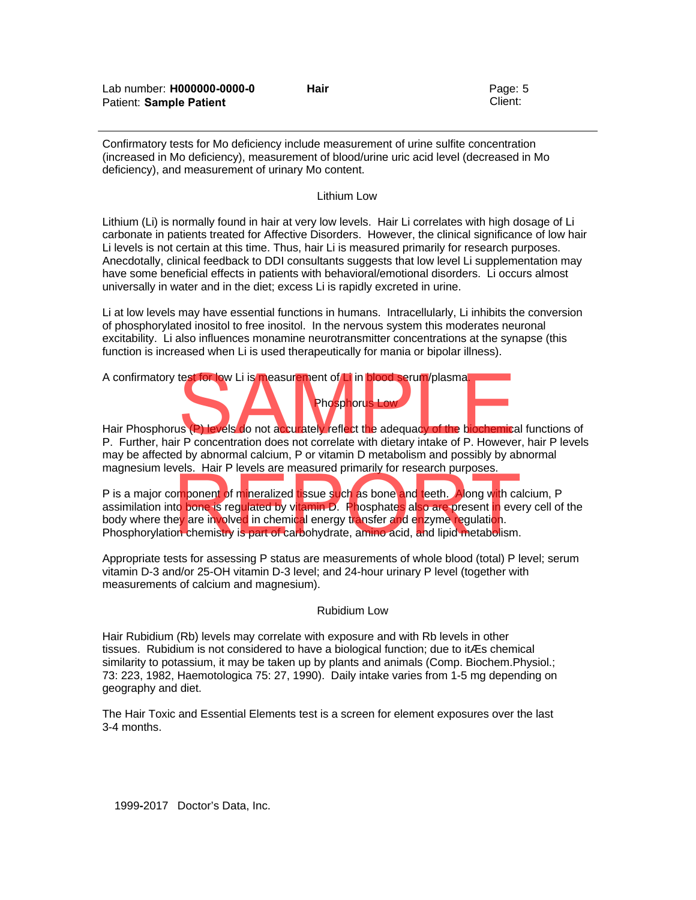Confirmatory tests for Mo deficiency include measurement of urine sulfite concentration (increased in Mo deficiency), measurement of blood/urine uric acid level (decreased in Mo deficiency), and measurement of urinary Mo content.

### Lithium Low

Lithium (Li) is normally found in hair at very low levels. Hair Li correlates with high dosage of Li carbonate in patients treated for Affective Disorders. However, the clinical significance of low hair Li levels is not certain at this time. Thus, hair Li is measured primarily for research purposes. Anecdotally, clinical feedback to DDI consultants suggests that low level Li supplementation may have some beneficial effects in patients with behavioral/emotional disorders. Li occurs almost universally in water and in the diet; excess Li is rapidly excreted in urine.

Li at low levels may have essential functions in humans. Intracellularly, Li inhibits the conversion of phosphorylated inositol to free inositol. In the nervous system this moderates neuronal excitability. Li also influences monamine neurotransmitter concentrations at the synapse (this function is increased when Li is used therapeutically for mania or bipolar illness).

A confirmatory test for low Li is measurement of Li in blood serum/plasma.

### Phosphorus Low

Hair Phosphorus (P) levels do not accurately reflect the adequacy of the biochemical functions of P. Further, hair P concentration does not correlate with dietary intake of P. However, hair P levels may be affected by abnormal calcium, P or vitamin D metabolism and possibly by abnormal magnesium levels. Hair P levels are measured primarily for research purposes.

P is a major component of mineralized tissue such as bone and teeth. Along with calcium, P assimilation into bone is regulated by vitamin D. Phosphates also are present in every cell of the body where they are involved in chemical energy transfer and enzyme regulation. Phosphorylation chemistry is part of carbohydrate, amino acid, and lipid metabolism.

Appropriate tests for assessing P status are measurements of whole blood (total) P level; serum vitamin D-3 and/or 25-OH vitamin D-3 level; and 24-hour urinary P level (together with measurements of calcium and magnesium).

### Rubidium Low

Hair Rubidium (Rb) levels may correlate with exposure and with Rb levels in other tissues. Rubidium is not considered to have a biological function; due to itÆs chemical similarity to potassium, it may be taken up by plants and animals (Comp. Biochem.Physiol.; 73: 223, 1982, Haemotologica 75: 27, 1990). Daily intake varies from 1-5 mg depending on geography and diet.

The Hair Toxic and Essential Elements test is a screen for element exposures over the last 3-4 months.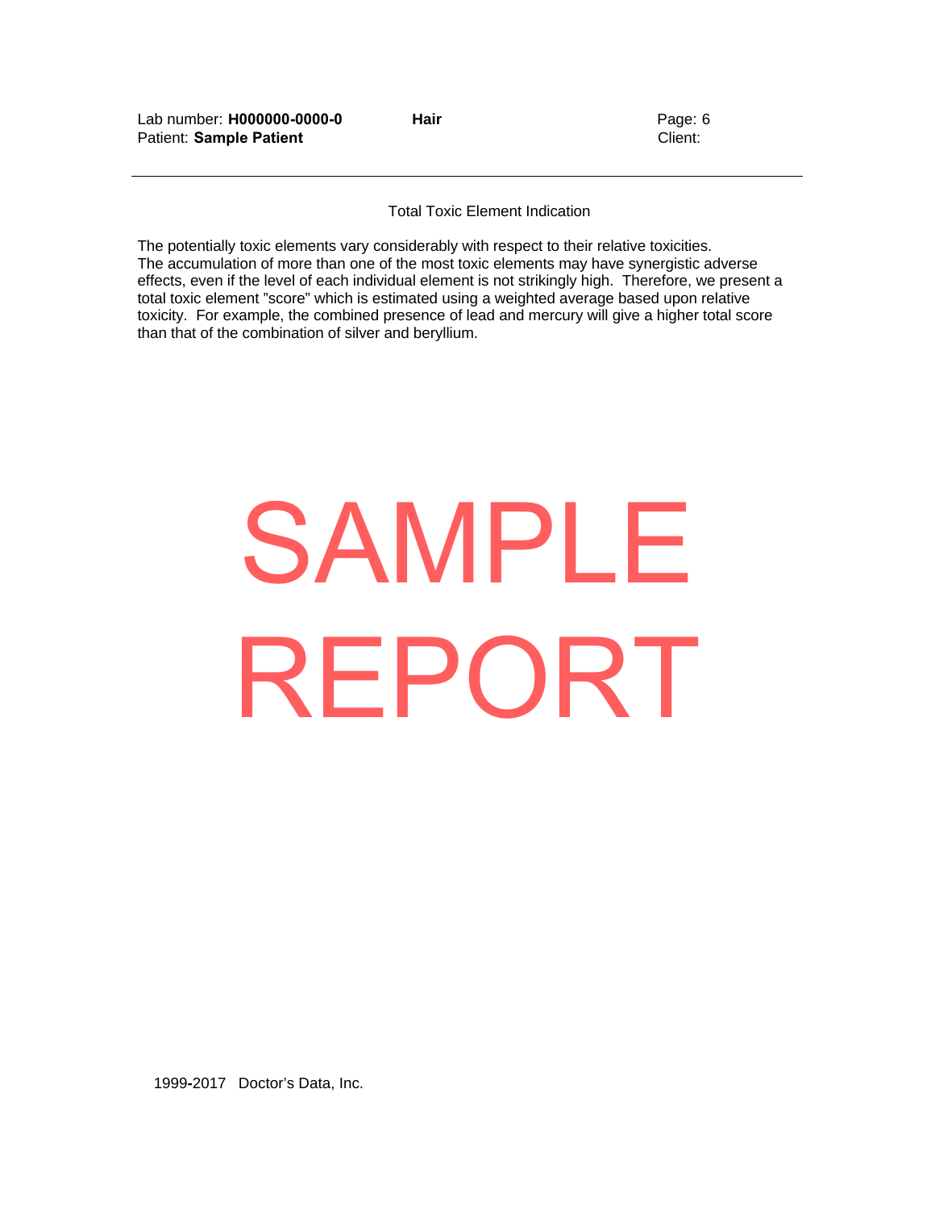## Total Toxic Element Indication

The potentially toxic elements vary considerably with respect to their relative toxicities. The accumulation of more than one of the most toxic elements may have synergistic adverse effects, even if the level of each individual element is not strikingly high. Therefore, we present a total toxic element "score" which is estimated using a weighted average based upon relative toxicity. For example, the combined presence of lead and mercury will give a higher total score than that of the combination of silver and beryllium.

SAMPLE REPORT